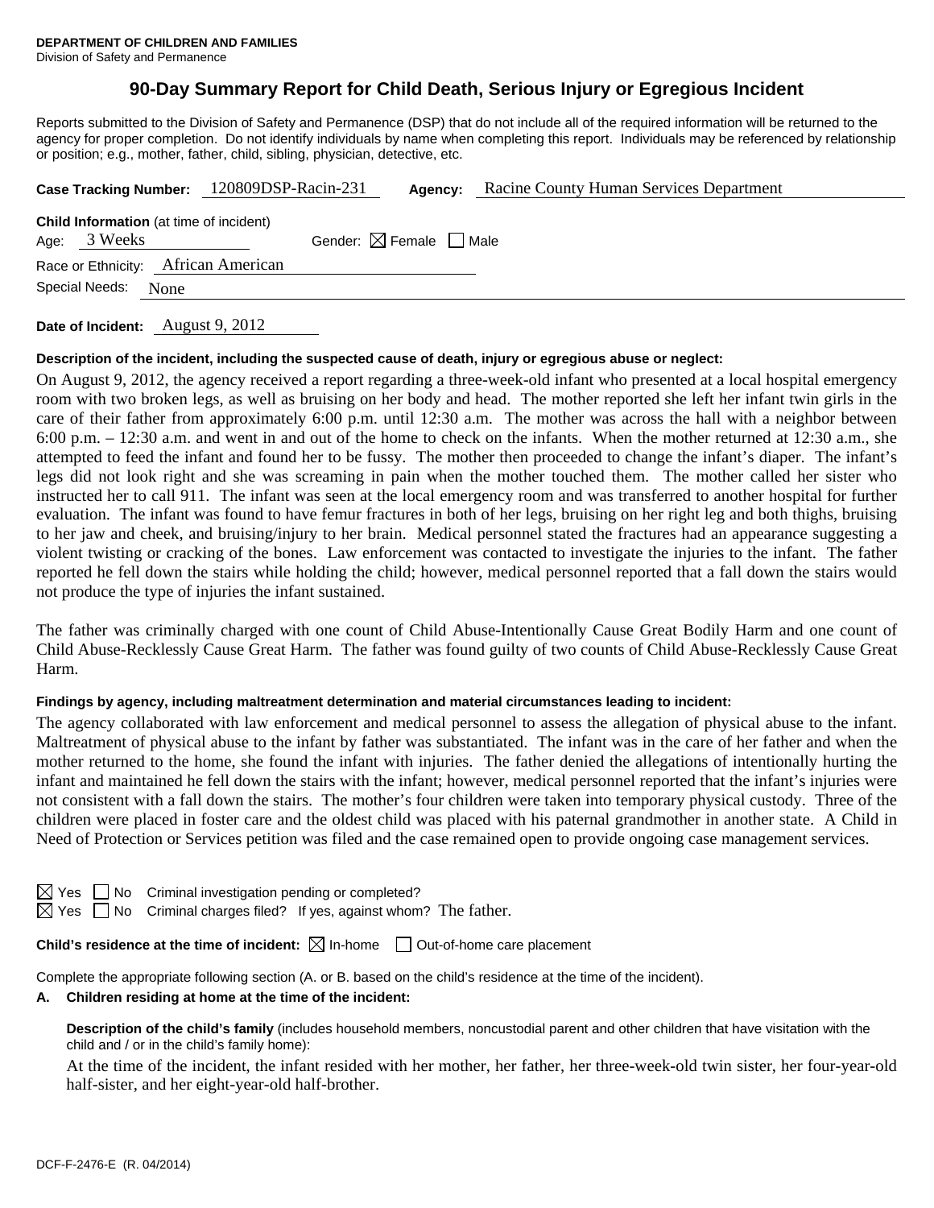**DEPARTMENT OF CHILDREN AND FAMILIES**
Division of Safety and Permanence

# 90-Day Summary Report for Child Death, Serious Injury or Egregious Incident

Reports submitted to the Division of Safety and Permanence (DSP) that do not include all of the required information will be returned to the agency for proper completion. Do not identify individuals by name when completing this report. Individuals may be referenced by relationship or position; e.g., mother, father, child, sibling, physician, detective, etc.

**Case Tracking Number:** 120809DSP-Racin-231 **Agency:** Racine County Human Services Department

**Child Information** (at time of incident)
Age: 3 Weeks Gender: ☒ Female ☐ Male
Race or Ethnicity: African American
Special Needs: None

**Date of Incident:** August 9, 2012

**Description of the incident, including the suspected cause of death, injury or egregious abuse or neglect:**

On August 9, 2012, the agency received a report regarding a three-week-old infant who presented at a local hospital emergency room with two broken legs, as well as bruising on her body and head. The mother reported she left her infant twin girls in the care of their father from approximately 6:00 p.m. until 12:30 a.m. The mother was across the hall with a neighbor between 6:00 p.m. – 12:30 a.m. and went in and out of the home to check on the infants. When the mother returned at 12:30 a.m., she attempted to feed the infant and found her to be fussy. The mother then proceeded to change the infant's diaper. The infant's legs did not look right and she was screaming in pain when the mother touched them. The mother called her sister who instructed her to call 911. The infant was seen at the local emergency room and was transferred to another hospital for further evaluation. The infant was found to have femur fractures in both of her legs, bruising on her right leg and both thighs, bruising to her jaw and cheek, and bruising/injury to her brain. Medical personnel stated the fractures had an appearance suggesting a violent twisting or cracking of the bones. Law enforcement was contacted to investigate the injuries to the infant. The father reported he fell down the stairs while holding the child; however, medical personnel reported that a fall down the stairs would not produce the type of injuries the infant sustained.

The father was criminally charged with one count of Child Abuse-Intentionally Cause Great Bodily Harm and one count of Child Abuse-Recklessly Cause Great Harm. The father was found guilty of two counts of Child Abuse-Recklessly Cause Great Harm.

**Findings by agency, including maltreatment determination and material circumstances leading to incident:**

The agency collaborated with law enforcement and medical personnel to assess the allegation of physical abuse to the infant. Maltreatment of physical abuse to the infant by father was substantiated. The infant was in the care of her father and when the mother returned to the home, she found the infant with injuries. The father denied the allegations of intentionally hurting the infant and maintained he fell down the stairs with the infant; however, medical personnel reported that the infant's injuries were not consistent with a fall down the stairs. The mother's four children were taken into temporary physical custody. Three of the children were placed in foster care and the oldest child was placed with his paternal grandmother in another state. A Child in Need of Protection or Services petition was filed and the case remained open to provide ongoing case management services.

☒ Yes ☐ No Criminal investigation pending or completed?
☒ Yes ☐ No Criminal charges filed? If yes, against whom? The father.

**Child's residence at the time of incident:** ☒ In-home ☐ Out-of-home care placement

Complete the appropriate following section (A. or B. based on the child's residence at the time of the incident).

**A. Children residing at home at the time of the incident:**

**Description of the child's family** (includes household members, noncustodial parent and other children that have visitation with the child and / or in the child's family home):

At the time of the incident, the infant resided with her mother, her father, her three-week-old twin sister, her four-year-old half-sister, and her eight-year-old half-brother.

DCF-F-2476-E (R. 04/2014)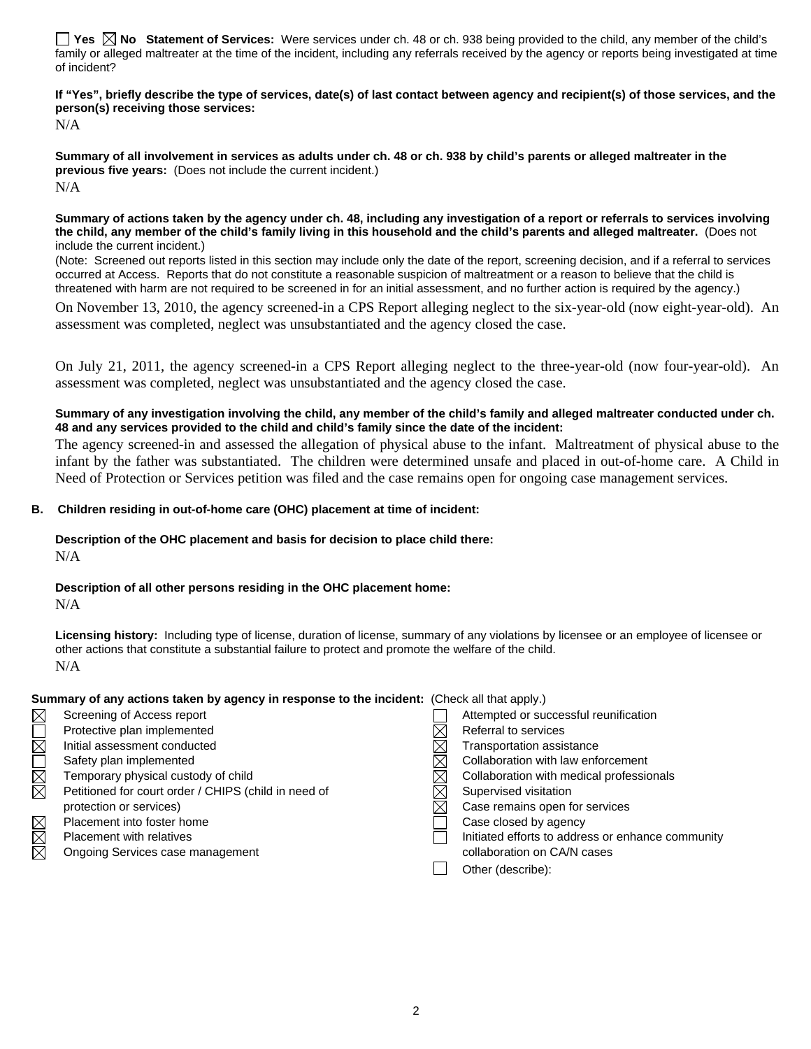☐ Yes ☒ No **Statement of Services:** Were services under ch. 48 or ch. 938 being provided to the child, any member of the child's family or alleged maltreater at the time of the incident, including any referrals received by the agency or reports being investigated at time of incident?

**If "Yes", briefly describe the type of services, date(s) of last contact between agency and recipient(s) of those services, and the person(s) receiving those services:**

N/A

**Summary of all involvement in services as adults under ch. 48 or ch. 938 by child's parents or alleged maltreater in the previous five years:** (Does not include the current incident.)

N/A

**Summary of actions taken by the agency under ch. 48, including any investigation of a report or referrals to services involving the child, any member of the child's family living in this household and the child's parents and alleged maltreater.** (Does not include the current incident.)

(Note: Screened out reports listed in this section may include only the date of the report, screening decision, and if a referral to services occurred at Access. Reports that do not constitute a reasonable suspicion of maltreatment or a reason to believe that the child is threatened with harm are not required to be screened in for an initial assessment, and no further action is required by the agency.)

On November 13, 2010, the agency screened-in a CPS Report alleging neglect to the six-year-old (now eight-year-old). An assessment was completed, neglect was unsubstantiated and the agency closed the case.

On July 21, 2011, the agency screened-in a CPS Report alleging neglect to the three-year-old (now four-year-old). An assessment was completed, neglect was unsubstantiated and the agency closed the case.

**Summary of any investigation involving the child, any member of the child's family and alleged maltreater conducted under ch. 48 and any services provided to the child and child's family since the date of the incident:**

The agency screened-in and assessed the allegation of physical abuse to the infant. Maltreatment of physical abuse to the infant by the father was substantiated. The children were determined unsafe and placed in out-of-home care. A Child in Need of Protection or Services petition was filed and the case remains open for ongoing case management services.

**B. Children residing in out-of-home care (OHC) placement at time of incident:**

**Description of the OHC placement and basis for decision to place child there:**

N/A

**Description of all other persons residing in the OHC placement home:**

N/A

**Licensing history:** Including type of license, duration of license, summary of any violations by licensee or an employee of licensee or other actions that constitute a substantial failure to protect and promote the welfare of the child.

N/A

**Summary of any actions taken by agency in response to the incident:** (Check all that apply.)

- ☒ Screening of Access report
- ☐ Protective plan implemented
- ☒ Initial assessment conducted
- ☐ Safety plan implemented
- ☒ Temporary physical custody of child
- ☒ Petitioned for court order / CHIPS (child in need of protection or services)
- ☒ Placement into foster home
- ☒ Placement with relatives
- ☒ Ongoing Services case management
- ☐ Attempted or successful reunification
- ☒ Referral to services
- ☒ Transportation assistance
- ☒ Collaboration with law enforcement
- ☒ Collaboration with medical professionals
- ☒ Supervised visitation
- ☒ Case remains open for services
- ☐ Case closed by agency
- ☐ Initiated efforts to address or enhance community collaboration on CA/N cases
- ☐ Other (describe):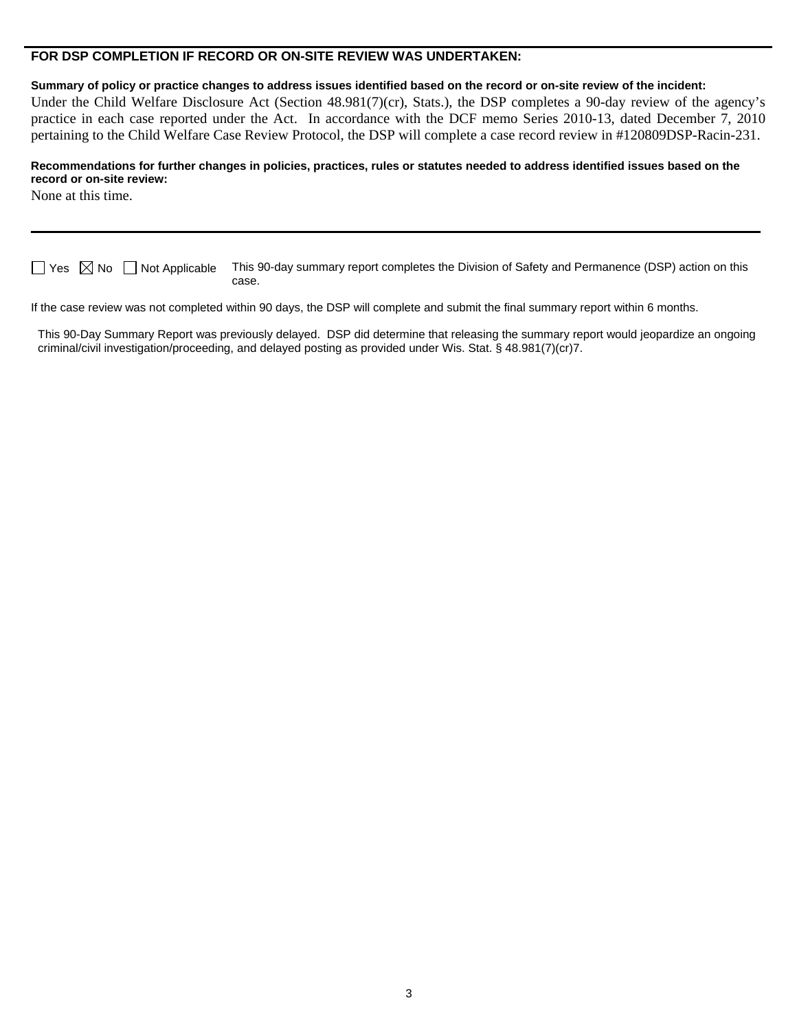**FOR DSP COMPLETION IF RECORD OR ON-SITE REVIEW WAS UNDERTAKEN:**

**Summary of policy or practice changes to address issues identified based on the record or on-site review of the incident:**

Under the Child Welfare Disclosure Act (Section 48.981(7)(cr), Stats.), the DSP completes a 90-day review of the agency's practice in each case reported under the Act. In accordance with the DCF memo Series 2010-13, dated December 7, 2010 pertaining to the Child Welfare Case Review Protocol, the DSP will complete a case record review in #120809DSP-Racin-231.

**Recommendations for further changes in policies, practices, rules or statutes needed to address identified issues based on the record or on-site review:**

None at this time.

---

☐ Yes ☒ No ☐ Not Applicable — This 90-day summary report completes the Division of Safety and Permanence (DSP) action on this case.

If the case review was not completed within 90 days, the DSP will complete and submit the final summary report within 6 months.

This 90-Day Summary Report was previously delayed. DSP did determine that releasing the summary report would jeopardize an ongoing criminal/civil investigation/proceeding, and delayed posting as provided under Wis. Stat. § 48.981(7)(cr)7.